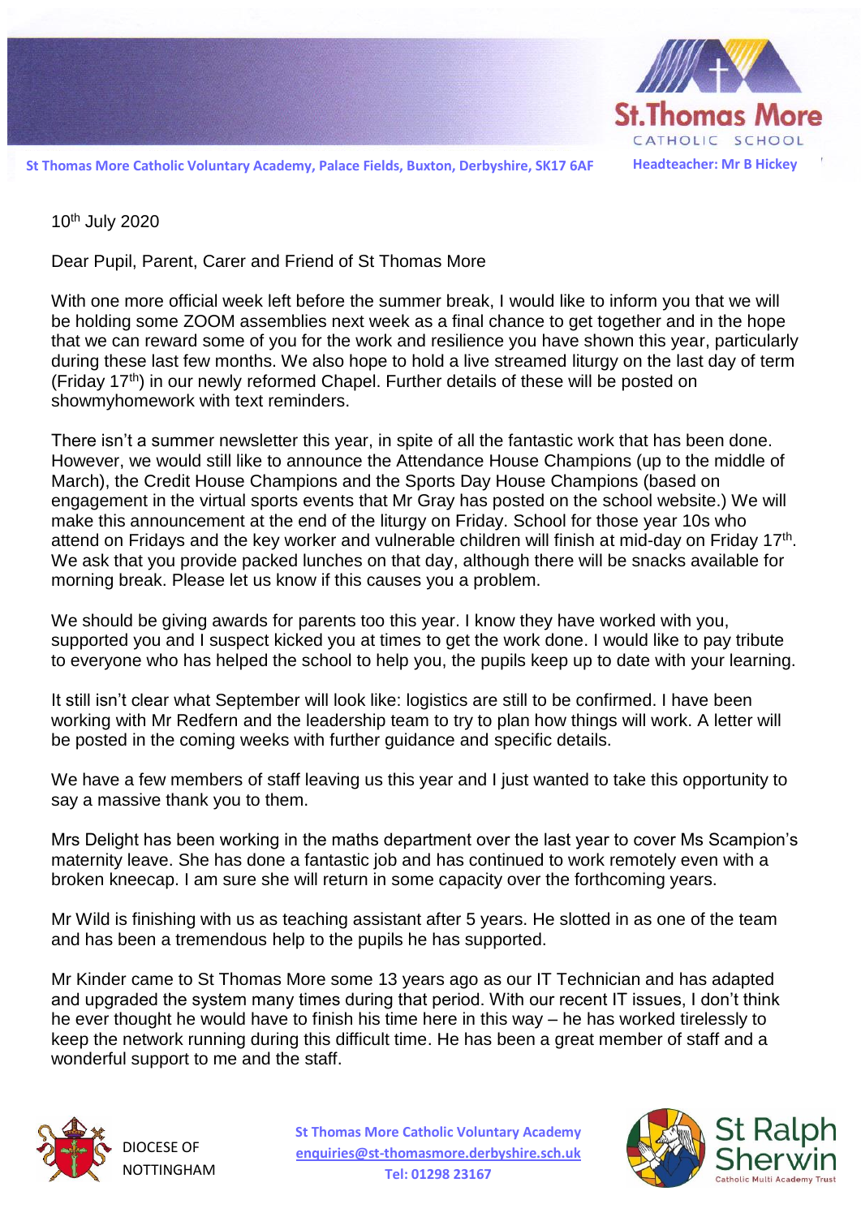St Thomas More Catholic Voluntary Academy, Palace Fields, Buxton, Derbyshire, SK17 6AF

Headteacher: Mr B Hickey

10th July 2020

Dear Pupil, Parent, Carer and Friend of St Thomas More

With one more official week left before the summer break, I would like to inform you that we will be holding some ZOOM assemblies next week as a final chance to get together and in the hope that we can reward some of you for the work and resilience you have shown this year, particularly during these last few months. We also hope to hold a live streamed liturgy on the last day of term (Friday 17th) in our newly reformed Chapel. Further details of these will be posted on showmyhomework with text reminders.

There isn't a summer newsletter this year, in spite of all the fantastic work that has been done. However, we would still like to announce the Attendance House Champions (up to the middle of March), the Credit House Champions and the Sports Day House Champions (based on engagement in the virtual sports events that Mr Gray has posted on the school website.) We will make this announcement at the end of the liturgy on Friday. School for those year 10s who attend on Fridays and the key worker and vulnerable children will finish at mid-day on Friday 17th. We ask that you provide packed lunches on that day, although there will be snacks available for morning break. Please let us know if this causes you a problem.

We should be giving awards for parents too this year. I know they have worked with you, supported you and I suspect kicked you at times to get the work done. I would like to pay tribute to everyone who has helped the school to help you, the pupils keep up to date with your learning.

It still isn't clear what September will look like: logistics are still to be confirmed. I have been working with Mr Redfern and the leadership team to try to plan how things will work. A letter will be posted in the coming weeks with further guidance and specific details.

We have a few members of staff leaving us this year and I just wanted to take this opportunity to say a massive thank you to them.

Mrs Delight has been working in the maths department over the last year to cover Ms Scampion's maternity leave. She has done a fantastic job and has continued to work remotely even with a broken kneecap. I am sure she will return in some capacity over the forthcoming years.

Mr Wild is finishing with us as teaching assistant after 5 years. He slotted in as one of the team and has been a tremendous help to the pupils he has supported.

Mr Kinder came to St Thomas More some 13 years ago as our IT Technician and has adapted and upgraded the system many times during that period. With our recent IT issues, I don't think he ever thought he would have to finish his time here in this way – he has worked tirelessly to keep the network running during this difficult time. He has been a great member of staff and a wonderful support to me and the staff.

DIOCESE OF NOTTINGHAM

St Thomas More Catholic Voluntary Academy
enquiries@st-thomasmore.derbyshire.sch.uk
Tel: 01298 23167

St Ralph Sherwin Catholic Multi Academy Trust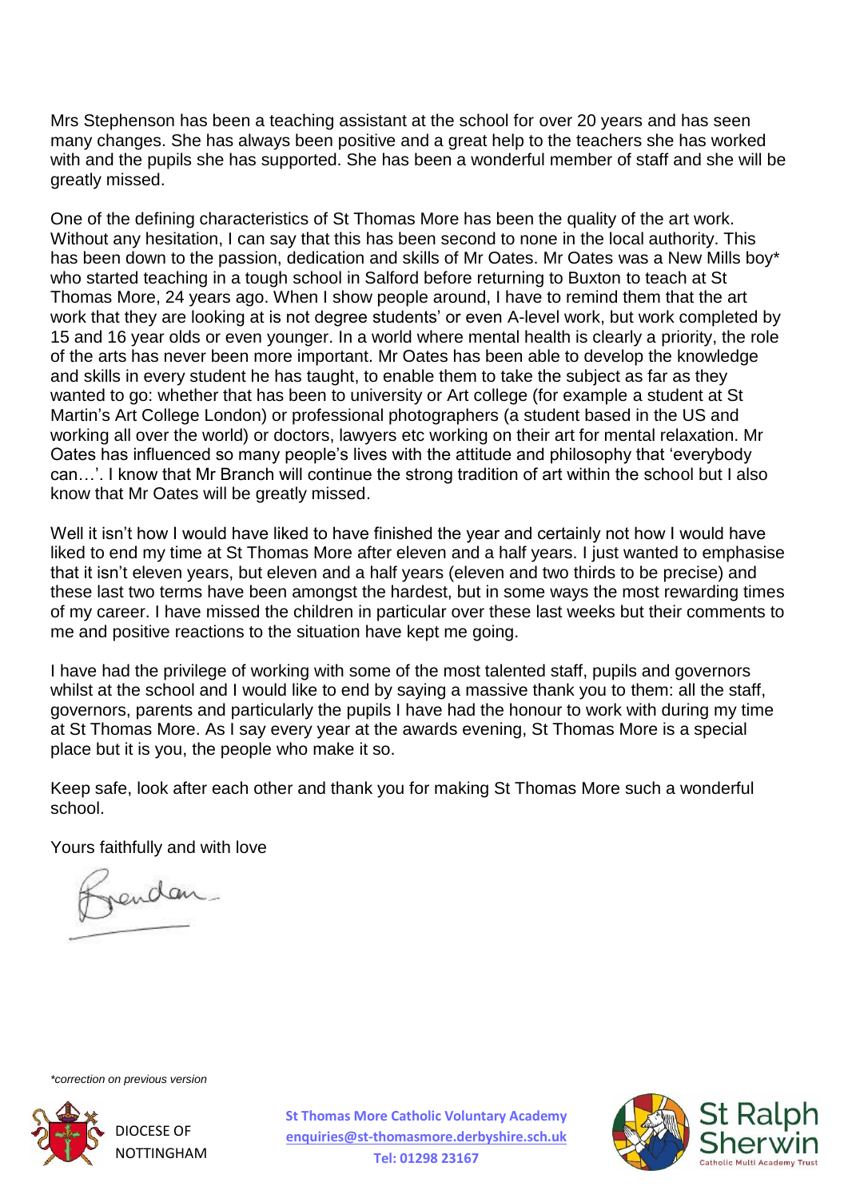Mrs Stephenson has been a teaching assistant at the school for over 20 years and has seen many changes. She has always been positive and a great help to the teachers she has worked with and the pupils she has supported. She has been a wonderful member of staff and she will be greatly missed.

One of the defining characteristics of St Thomas More has been the quality of the art work. Without any hesitation, I can say that this has been second to none in the local authority. This has been down to the passion, dedication and skills of Mr Oates. Mr Oates was a New Mills boy* who started teaching in a tough school in Salford before returning to Buxton to teach at St Thomas More, 24 years ago. When I show people around, I have to remind them that the art work that they are looking at is not degree students' or even A-level work, but work completed by 15 and 16 year olds or even younger. In a world where mental health is clearly a priority, the role of the arts has never been more important. Mr Oates has been able to develop the knowledge and skills in every student he has taught, to enable them to take the subject as far as they wanted to go: whether that has been to university or Art college (for example a student at St Martin's Art College London) or professional photographers (a student based in the US and working all over the world) or doctors, lawyers etc working on their art for mental relaxation. Mr Oates has influenced so many people's lives with the attitude and philosophy that 'everybody can…'. I know that Mr Branch will continue the strong tradition of art within the school but I also know that Mr Oates will be greatly missed.

Well it isn't how I would have liked to have finished the year and certainly not how I would have liked to end my time at St Thomas More after eleven and a half years. I just wanted to emphasise that it isn't eleven years, but eleven and a half years (eleven and two thirds to be precise) and these last two terms have been amongst the hardest, but in some ways the most rewarding times of my career. I have missed the children in particular over these last weeks but their comments to me and positive reactions to the situation have kept me going.

I have had the privilege of working with some of the most talented staff, pupils and governors whilst at the school and I would like to end by saying a massive thank you to them: all the staff, governors, parents and particularly the pupils I have had the honour to work with during my time at St Thomas More. As I say every year at the awards evening, St Thomas More is a special place but it is you, the people who make it so.

Keep safe, look after each other and thank you for making St Thomas More such a wonderful school.

Yours faithfully and with love

Brendan

*\*correction on previous version*

DIOCESE OF NOTTINGHAM

**St Thomas More Catholic Voluntary Academy**
**enquiries@st-thomasmore.derbyshire.sch.uk**
**Tel: 01298 23167**

St Ralph Sherwin Catholic Multi Academy Trust